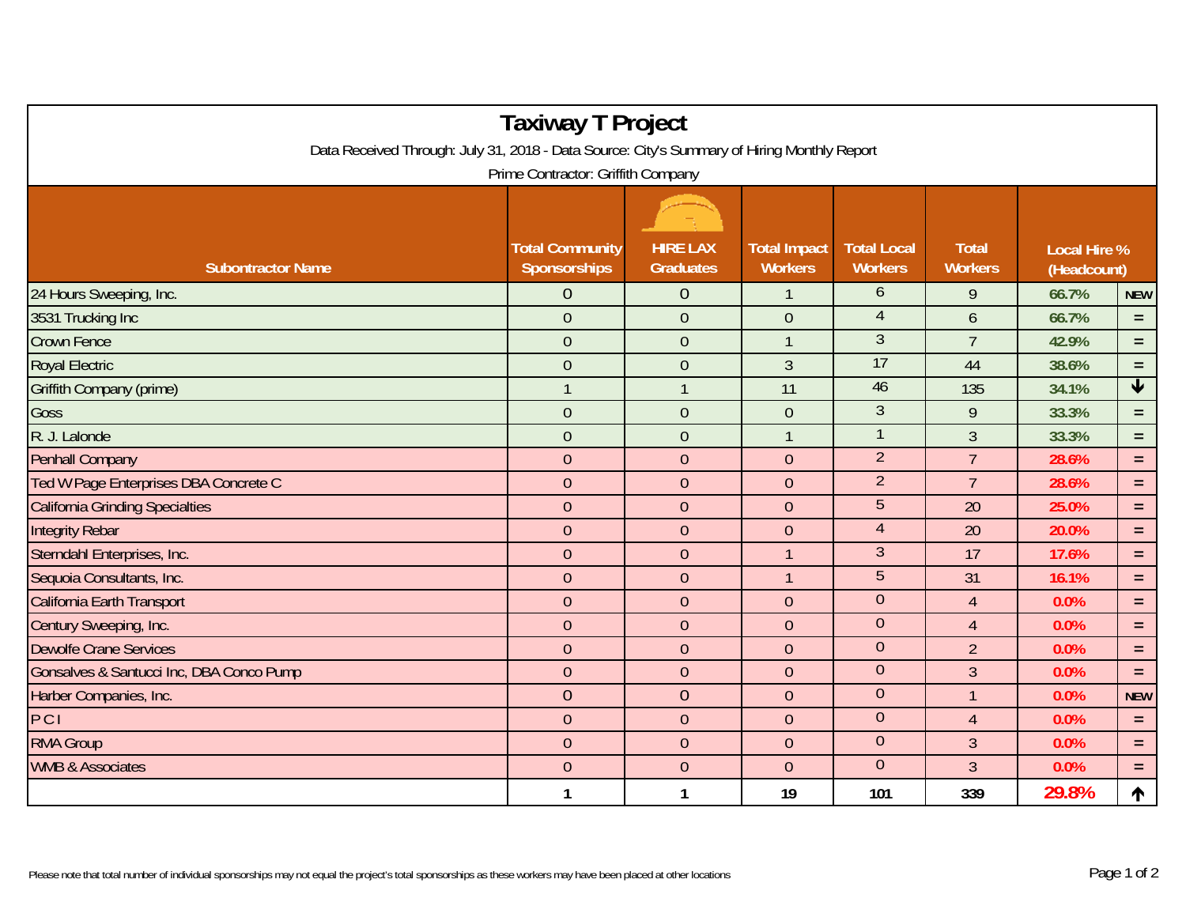# Taxiway T Project

Data Received Through: July 31, 2018 - Data Source: City's Summary of Hiring Monthly Report

Prime Contractor: Griffith Company

| Subontractor Name | Total Community Sponsorships | HIRE LAX Graduates | Total Impact Workers | Total Local Workers | Total Workers | Local Hire % (Headcount) | |
|---|---|---|---|---|---|---|---|
| 24 Hours Sweeping, Inc. | 0 | 0 | 1 | 6 | 9 | 66.7% | NEW |
| 3531 Trucking Inc | 0 | 0 | 0 | 4 | 6 | 66.7% | = |
| Crown Fence | 0 | 0 | 1 | 3 | 7 | 42.9% | = |
| Royal Electric | 0 | 0 | 3 | 17 | 44 | 38.6% | = |
| Griffith Company (prime) | 1 | 1 | 11 | 46 | 135 | 34.1% | ↓ |
| Goss | 0 | 0 | 0 | 3 | 9 | 33.3% | = |
| R. J. Lalonde | 0 | 0 | 1 | 1 | 3 | 33.3% | = |
| Penhall Company | 0 | 0 | 0 | 2 | 7 | 28.6% | = |
| Ted W Page Enterprises DBA Concrete C | 0 | 0 | 0 | 2 | 7 | 28.6% | = |
| California Grinding Specialties | 0 | 0 | 0 | 5 | 20 | 25.0% | = |
| Integrity Rebar | 0 | 0 | 0 | 4 | 20 | 20.0% | = |
| Sterndahl Enterprises, Inc. | 0 | 0 | 1 | 3 | 17 | 17.6% | = |
| Sequoia Consultants, Inc. | 0 | 0 | 1 | 5 | 31 | 16.1% | = |
| California Earth Transport | 0 | 0 | 0 | 0 | 4 | 0.0% | = |
| Century Sweeping, Inc. | 0 | 0 | 0 | 0 | 4 | 0.0% | = |
| Dewolfe Crane Services | 0 | 0 | 0 | 0 | 2 | 0.0% | = |
| Gonsalves & Santucci Inc, DBA Conco Pump | 0 | 0 | 0 | 0 | 3 | 0.0% | = |
| Harber Companies, Inc. | 0 | 0 | 0 | 0 | 1 | 0.0% | NEW |
| P C I | 0 | 0 | 0 | 0 | 4 | 0.0% | = |
| RMA Group | 0 | 0 | 0 | 0 | 3 | 0.0% | = |
| WMB & Associates | 0 | 0 | 0 | 0 | 3 | 0.0% | = |
| | **1** | **1** | **19** | **101** | **339** | **29.8%** | ↑ |

Please note that total number of individual sponsorships may not equal the project's total sponsorships as these workers may have been placed at other locations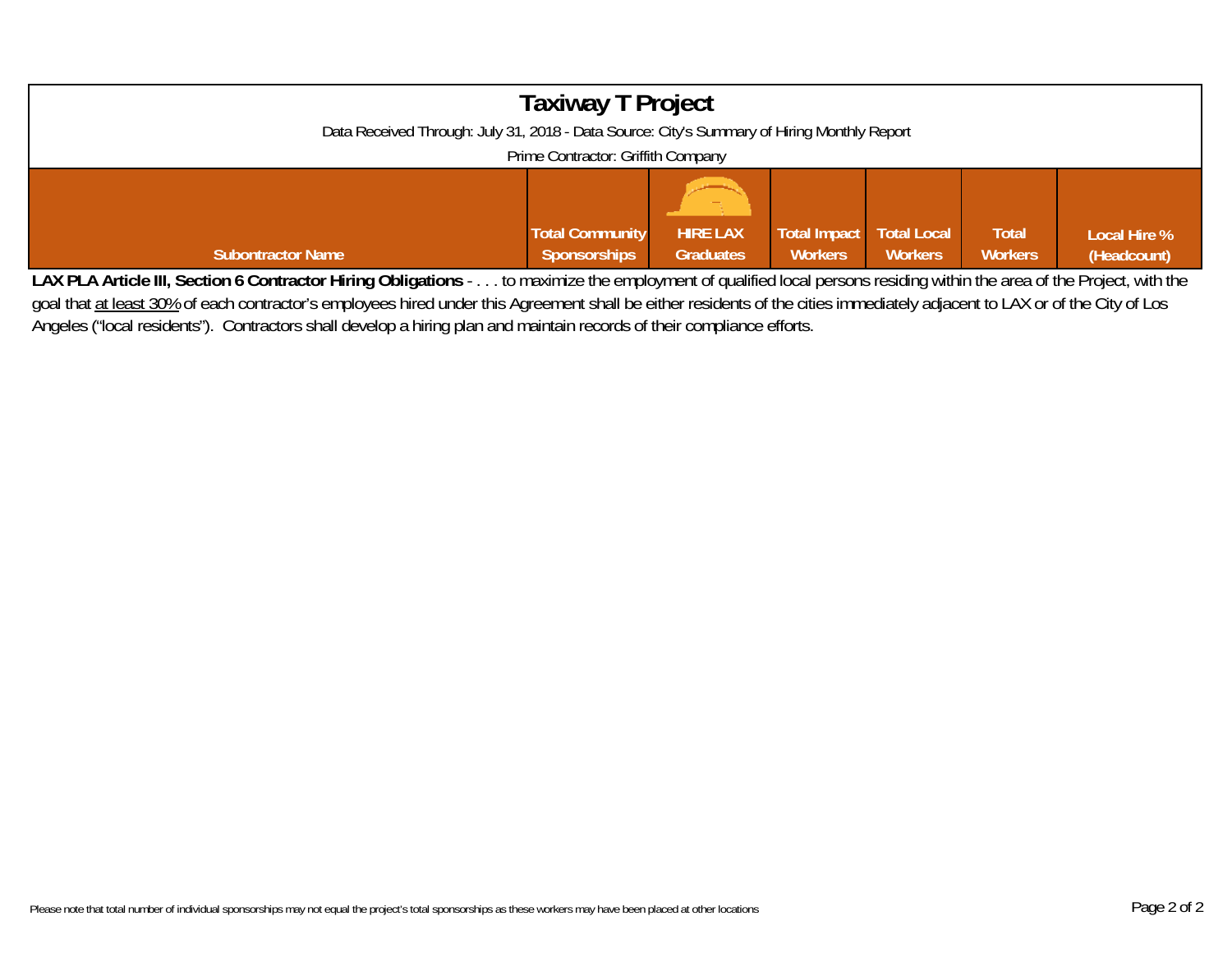# Taxiway T Project

Data Received Through: July 31, 2018 - Data Source: City's Summary of Hiring Monthly Report

Prime Contractor: Griffith Company

| Subontractor Name | Total Community Sponsorships | HIRE LAX Graduates | Total Impact Workers | Total Local Workers | Total Workers | Local Hire % (Headcount) |
|---|---|---|---|---|---|---|

**LAX PLA Article III, Section 6 Contractor Hiring Obligations** - . . . to maximize the employment of qualified local persons residing within the area of the Project, with the goal that at least 30% of each contractor's employees hired under this Agreement shall be either residents of the cities immediately adjacent to LAX or of the City of Los Angeles ("local residents"). Contractors shall develop a hiring plan and maintain records of their compliance efforts.

Please note that total number of individual sponsorships may not equal the project's total sponsorships as these workers may have been placed at other locations